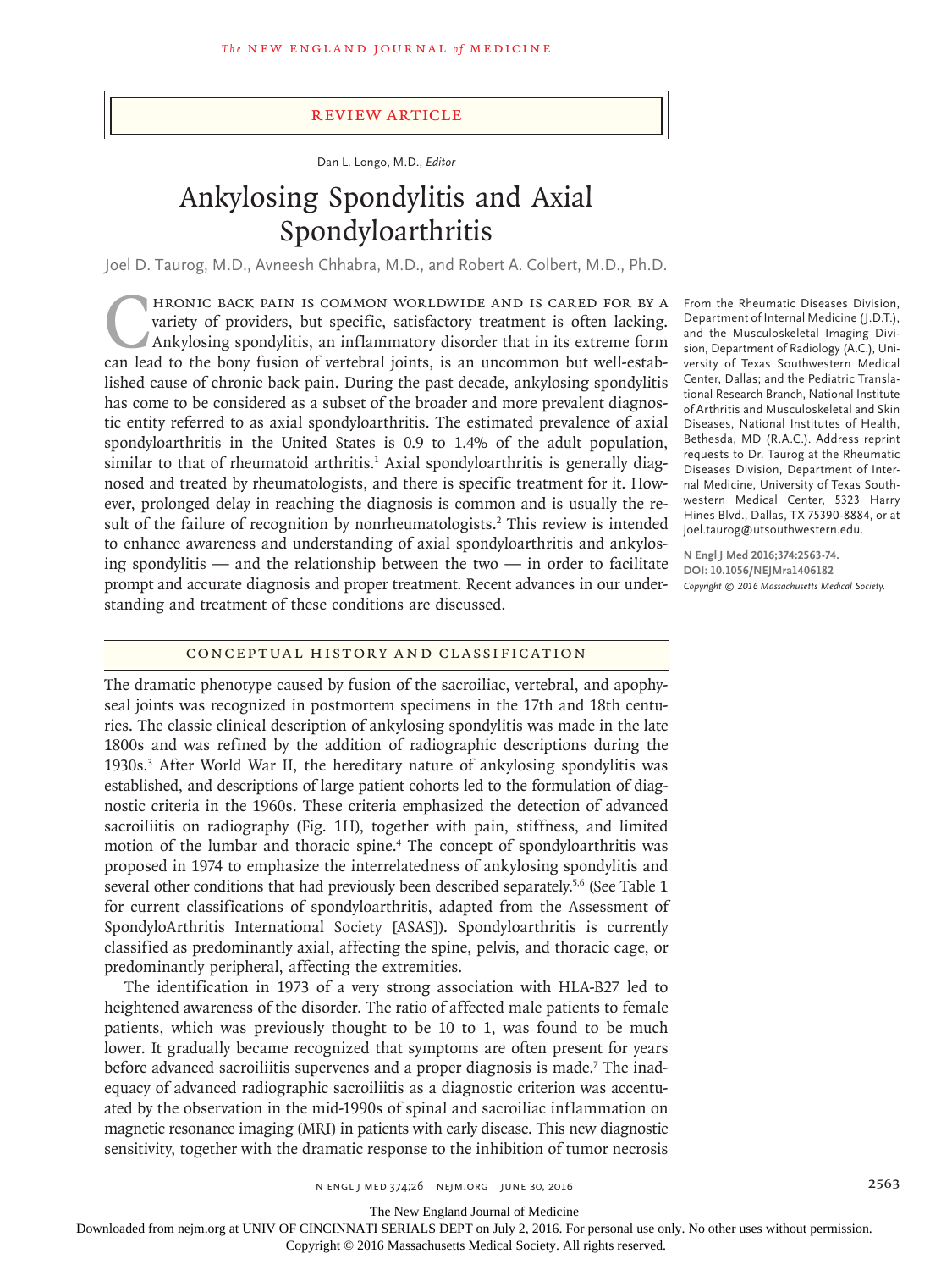Review Article

Dan L. Longo, M.D., *Editor*

# Ankylosing Spondylitis and Axial Spondyloarthritis

Joel D. Taurog, M.D., Avneesh Chhabra, M.D., and Robert A. Colbert, M.D., Ph.D.

From the Rheumatic Diseases Division, Department of Internal Medicine (J.D.T.), and the Musculoskeletal Imaging Division, Department of Radiology (A.C.), University of Texas Southwestern Medical Center, Dallas; and the Pediatric Translational Research Branch, National Institute of Arthritis and Musculoskeletal and Skin Diseases, National Institutes of Health, Bethesda, MD (R.A.C.). Address reprint requests to Dr. Taurog at the Rheumatic Diseases Division, Department of Internal Medicine, University of Texas Southwestern Medical Center, 5323 Harry Hines Blvd., Dallas, TX 75390-8884, or at joel.taurog@utsouthwestern.edu.

**N Engl J Med 2016;374:2563-74.**
**DOI: 10.1056/NEJMra1406182**
*Copyright © 2016 Massachusetts Medical Society.*

Chronic back pain is common worldwide and is cared for by a variety of providers, but specific, satisfactory treatment is often lacking. Ankylosing spondylitis, an inflammatory disorder that in its extreme form can lead to the bony fusion of vertebral joints, is an uncommon but well-established cause of chronic back pain. During the past decade, ankylosing spondylitis has come to be considered as a subset of the broader and more prevalent diagnostic entity referred to as axial spondyloarthritis. The estimated prevalence of axial spondyloarthritis in the United States is 0.9 to 1.4% of the adult population, similar to that of rheumatoid arthritis.[1] Axial spondyloarthritis is generally diagnosed and treated by rheumatologists, and there is specific treatment for it. However, prolonged delay in reaching the diagnosis is common and is usually the result of the failure of recognition by nonrheumatologists.[2] This review is intended to enhance awareness and understanding of axial spondyloarthritis and ankylosing spondylitis — and the relationship between the two — in order to facilitate prompt and accurate diagnosis and proper treatment. Recent advances in our understanding and treatment of these conditions are discussed.

## Conceptual History and Classification

The dramatic phenotype caused by fusion of the sacroiliac, vertebral, and apophyseal joints was recognized in postmortem specimens in the 17th and 18th centuries. The classic clinical description of ankylosing spondylitis was made in the late 1800s and was refined by the addition of radiographic descriptions during the 1930s.[3] After World War II, the hereditary nature of ankylosing spondylitis was established, and descriptions of large patient cohorts led to the formulation of diagnostic criteria in the 1960s. These criteria emphasized the detection of advanced sacroiliitis on radiography (Fig. 1H), together with pain, stiffness, and limited motion of the lumbar and thoracic spine.[4] The concept of spondyloarthritis was proposed in 1974 to emphasize the interrelatedness of ankylosing spondylitis and several other conditions that had previously been described separately.[5,6] (See Table 1 for current classifications of spondyloarthritis, adapted from the Assessment of SpondyloArthritis International Society [ASAS]). Spondyloarthritis is currently classified as predominantly axial, affecting the spine, pelvis, and thoracic cage, or predominantly peripheral, affecting the extremities.

The identification in 1973 of a very strong association with HLA-B27 led to heightened awareness of the disorder. The ratio of affected male patients to female patients, which was previously thought to be 10 to 1, was found to be much lower. It gradually became recognized that symptoms are often present for years before advanced sacroiliitis supervenes and a proper diagnosis is made.[7] The inadequacy of advanced radiographic sacroiliitis as a diagnostic criterion was accentuated by the observation in the mid-1990s of spinal and sacroiliac inflammation on magnetic resonance imaging (MRI) in patients with early disease. This new diagnostic sensitivity, together with the dramatic response to the inhibition of tumor necrosis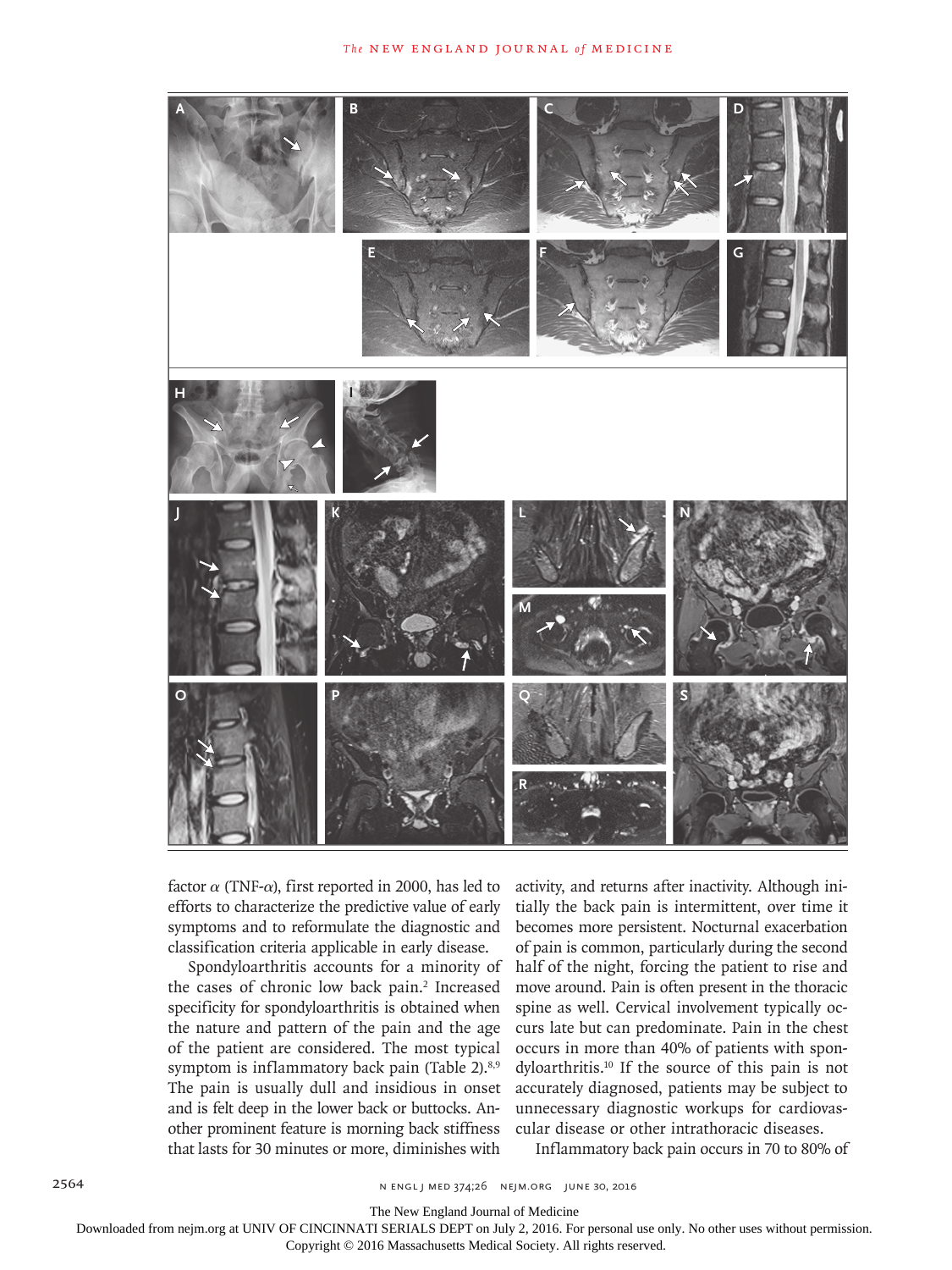factor α (TNF-α), first reported in 2000, has led to efforts to characterize the predictive value of early symptoms and to reformulate the diagnostic and classification criteria applicable in early disease.

Spondyloarthritis accounts for a minority of the cases of chronic low back pain.[2] Increased specificity for spondyloarthritis is obtained when the nature and pattern of the pain and the age of the patient are considered. The most typical symptom is inflammatory back pain (Table 2).[8,9] The pain is usually dull and insidious in onset and is felt deep in the lower back or buttocks. Another prominent feature is morning back stiffness that lasts for 30 minutes or more, diminishes with activity, and returns after inactivity. Although initially the back pain is intermittent, over time it becomes more persistent. Nocturnal exacerbation of pain is common, particularly during the second half of the night, forcing the patient to rise and move around. Pain is often present in the thoracic spine as well. Cervical involvement typically occurs late but can predominate. Pain in the chest occurs in more than 40% of patients with spondyloarthritis.[10] If the source of this pain is not accurately diagnosed, patients may be subject to unnecessary diagnostic workups for cardiovascular disease or other intrathoracic diseases.

Inflammatory back pain occurs in 70 to 80% of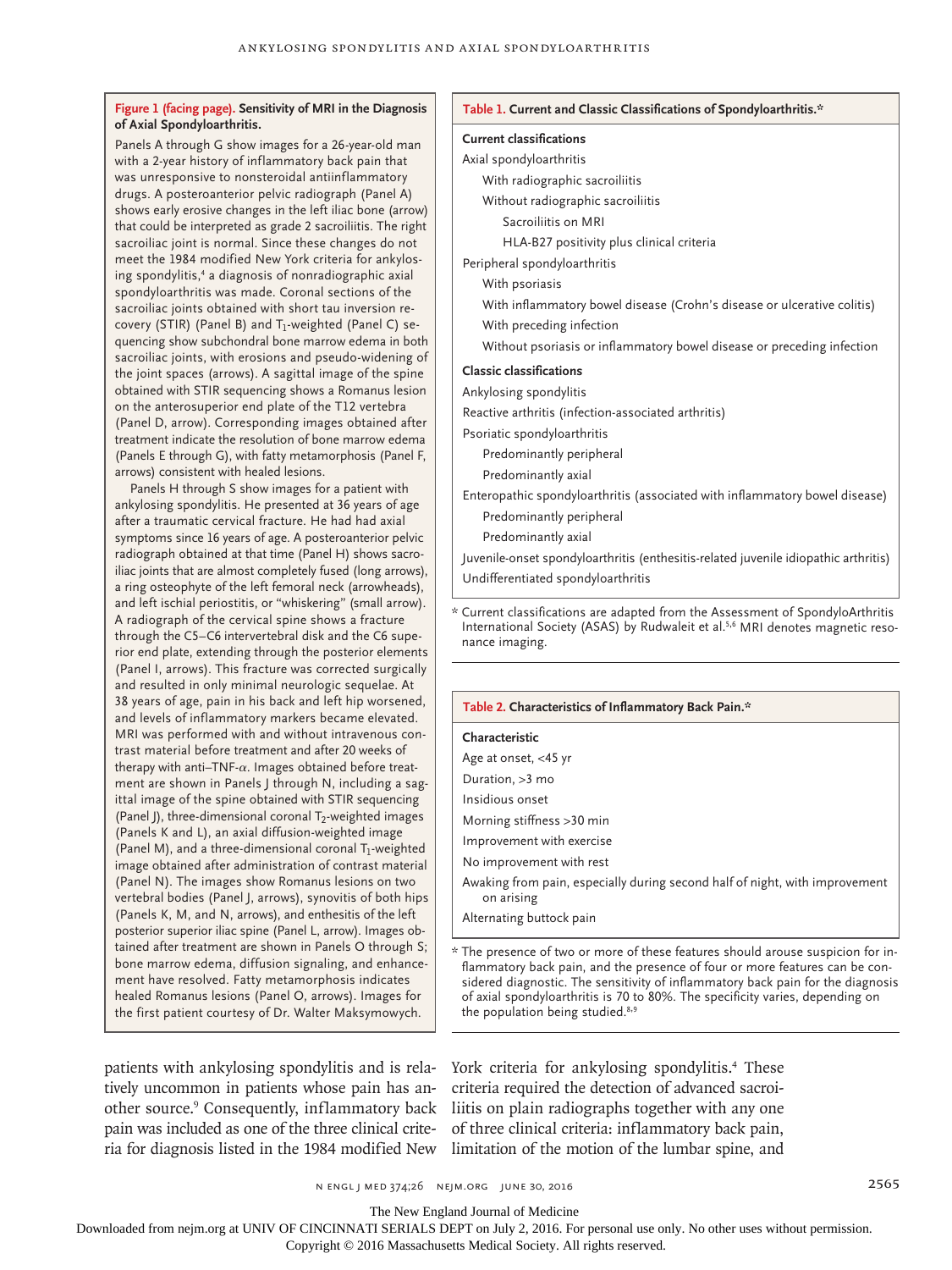**Figure 1 (facing page). Sensitivity of MRI in the Diagnosis of Axial Spondyloarthritis.**

Panels A through G show images for a 26-year-old man with a 2-year history of inflammatory back pain that was unresponsive to nonsteroidal antiinflammatory drugs. A posteroanterior pelvic radiograph (Panel A) shows early erosive changes in the left iliac bone (arrow) that could be interpreted as grade 2 sacroiliitis. The right sacroiliac joint is normal. Since these changes do not meet the 1984 modified New York criteria for ankylosing spondylitis,[4] a diagnosis of nonradiographic axial spondyloarthritis was made. Coronal sections of the sacroiliac joints obtained with short tau inversion recovery (STIR) (Panel B) and $T_1$-weighted (Panel C) sequencing show subchondral bone marrow edema in both sacroiliac joints, with erosions and pseudo-widening of the joint spaces (arrows). A sagittal image of the spine obtained with STIR sequencing shows a Romanus lesion on the anterosuperior end plate of the T12 vertebra (Panel D, arrow). Corresponding images obtained after treatment indicate the resolution of bone marrow edema (Panels E through G), with fatty metamorphosis (Panel F, arrows) consistent with healed lesions.

Panels H through S show images for a patient with ankylosing spondylitis. He presented at 36 years of age after a traumatic cervical fracture. He had had axial symptoms since 16 years of age. A posteroanterior pelvic radiograph obtained at that time (Panel H) shows sacroiliac joints that are almost completely fused (long arrows), a ring osteophyte of the left femoral neck (arrowheads), and left ischial periostitis, or "whiskering" (small arrow). A radiograph of the cervical spine shows a fracture through the C5–C6 intervertebral disk and the C6 superior end plate, extending through the posterior elements (Panel I, arrows). This fracture was corrected surgically and resulted in only minimal neurologic sequelae. At 38 years of age, pain in his back and left hip worsened, and levels of inflammatory markers became elevated. MRI was performed with and without intravenous contrast material before treatment and after 20 weeks of therapy with anti–TNF-α. Images obtained before treatment are shown in Panels J through N, including a sagittal image of the spine obtained with STIR sequencing (Panel J), three-dimensional coronal $T_2$-weighted images (Panels K and L), an axial diffusion-weighted image (Panel M), and a three-dimensional coronal $T_1$-weighted image obtained after administration of contrast material (Panel N). The images show Romanus lesions on two vertebral bodies (Panel J, arrows), synovitis of both hips (Panels K, M, and N, arrows), and enthesitis of the left posterior superior iliac spine (Panel L, arrow). Images obtained after treatment are shown in Panels O through S; bone marrow edema, diffusion signaling, and enhancement have resolved. Fatty metamorphosis indicates healed Romanus lesions (Panel O, arrows). Images for the first patient courtesy of Dr. Walter Maksymowych.

**Table 1. Current and Classic Classifications of Spondyloarthritis.***

| |
|---|
| **Current classifications** |
| Axial spondyloarthritis |
| With radiographic sacroiliitis |
| Without radiographic sacroiliitis |
| Sacroiliitis on MRI |
| HLA-B27 positivity plus clinical criteria |
| Peripheral spondyloarthritis |
| With psoriasis |
| With inflammatory bowel disease (Crohn's disease or ulcerative colitis) |
| With preceding infection |
| Without psoriasis or inflammatory bowel disease or preceding infection |
| **Classic classifications** |
| Ankylosing spondylitis |
| Reactive arthritis (infection-associated arthritis) |
| Psoriatic spondyloarthritis |
| Predominantly peripheral |
| Predominantly axial |
| Enteropathic spondyloarthritis (associated with inflammatory bowel disease) |
| Predominantly peripheral |
| Predominantly axial |
| Juvenile-onset spondyloarthritis (enthesitis-related juvenile idiopathic arthritis) |
| Undifferentiated spondyloarthritis |

\* Current classifications are adapted from the Assessment of SpondyloArthritis International Society (ASAS) by Rudwaleit et al.[5,6] MRI denotes magnetic resonance imaging.

**Table 2. Characteristics of Inflammatory Back Pain.***

| Characteristic |
|---|
| Age at onset, <45 yr |
| Duration, >3 mo |
| Insidious onset |
| Morning stiffness >30 min |
| Improvement with exercise |
| No improvement with rest |
| Awaking from pain, especially during second half of night, with improvement on arising |
| Alternating buttock pain |

\* The presence of two or more of these features should arouse suspicion for inflammatory back pain, and the presence of four or more features can be considered diagnostic. The sensitivity of inflammatory back pain for the diagnosis of axial spondyloarthritis is 70 to 80%. The specificity varies, depending on the population being studied.[8,9]

patients with ankylosing spondylitis and is relatively uncommon in patients whose pain has another source.[9] Consequently, inflammatory back pain was included as one of the three clinical criteria for diagnosis listed in the 1984 modified New York criteria for ankylosing spondylitis.[4] These criteria required the detection of advanced sacroiliitis on plain radiographs together with any one of three clinical criteria: inflammatory back pain, limitation of the motion of the lumbar spine, and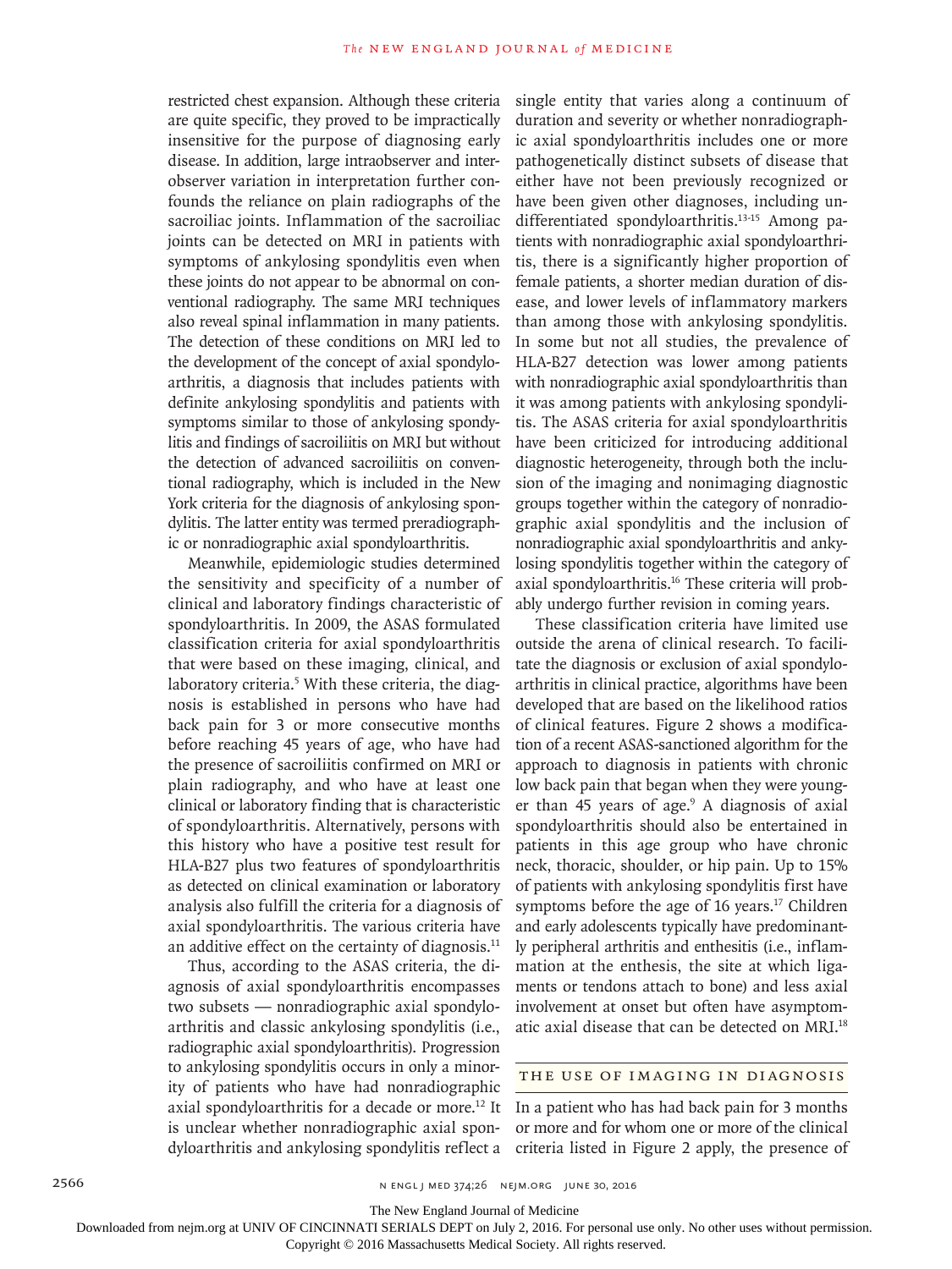restricted chest expansion. Although these criteria are quite specific, they proved to be impractically insensitive for the purpose of diagnosing early disease. In addition, large intraobserver and interobserver variation in interpretation further confounds the reliance on plain radiographs of the sacroiliac joints. Inflammation of the sacroiliac joints can be detected on MRI in patients with symptoms of ankylosing spondylitis even when these joints do not appear to be abnormal on conventional radiography. The same MRI techniques also reveal spinal inflammation in many patients. The detection of these conditions on MRI led to the development of the concept of axial spondyloarthritis, a diagnosis that includes patients with definite ankylosing spondylitis and patients with symptoms similar to those of ankylosing spondylitis and findings of sacroiliitis on MRI but without the detection of advanced sacroiliitis on conventional radiography, which is included in the New York criteria for the diagnosis of ankylosing spondylitis. The latter entity was termed preradiographic or nonradiographic axial spondyloarthritis.

Meanwhile, epidemiologic studies determined the sensitivity and specificity of a number of clinical and laboratory findings characteristic of spondyloarthritis. In 2009, the ASAS formulated classification criteria for axial spondyloarthritis that were based on these imaging, clinical, and laboratory criteria.[5] With these criteria, the diagnosis is established in persons who have had back pain for 3 or more consecutive months before reaching 45 years of age, who have had the presence of sacroiliitis confirmed on MRI or plain radiography, and who have at least one clinical or laboratory finding that is characteristic of spondyloarthritis. Alternatively, persons with this history who have a positive test result for HLA-B27 plus two features of spondyloarthritis as detected on clinical examination or laboratory analysis also fulfill the criteria for a diagnosis of axial spondyloarthritis. The various criteria have an additive effect on the certainty of diagnosis.[11]

Thus, according to the ASAS criteria, the diagnosis of axial spondyloarthritis encompasses two subsets — nonradiographic axial spondyloarthritis and classic ankylosing spondylitis (i.e., radiographic axial spondyloarthritis). Progression to ankylosing spondylitis occurs in only a minority of patients who have had nonradiographic axial spondyloarthritis for a decade or more.[12] It is unclear whether nonradiographic axial spondyloarthritis and ankylosing spondylitis reflect a single entity that varies along a continuum of duration and severity or whether nonradiographic axial spondyloarthritis includes one or more pathogenetically distinct subsets of disease that either have not been previously recognized or have been given other diagnoses, including undifferentiated spondyloarthritis.[13-15] Among patients with nonradiographic axial spondyloarthritis, there is a significantly higher proportion of female patients, a shorter median duration of disease, and lower levels of inflammatory markers than among those with ankylosing spondylitis. In some but not all studies, the prevalence of HLA-B27 detection was lower among patients with nonradiographic axial spondyloarthritis than it was among patients with ankylosing spondylitis. The ASAS criteria for axial spondyloarthritis have been criticized for introducing additional diagnostic heterogeneity, through both the inclusion of the imaging and nonimaging diagnostic groups together within the category of nonradiographic axial spondylitis and the inclusion of nonradiographic axial spondyloarthritis and ankylosing spondylitis together within the category of axial spondyloarthritis.[16] These criteria will probably undergo further revision in coming years.

These classification criteria have limited use outside the arena of clinical research. To facilitate the diagnosis or exclusion of axial spondyloarthritis in clinical practice, algorithms have been developed that are based on the likelihood ratios of clinical features. Figure 2 shows a modification of a recent ASAS-sanctioned algorithm for the approach to diagnosis in patients with chronic low back pain that began when they were younger than 45 years of age.[9] A diagnosis of axial spondyloarthritis should also be entertained in patients in this age group who have chronic neck, thoracic, shoulder, or hip pain. Up to 15% of patients with ankylosing spondylitis first have symptoms before the age of 16 years.[17] Children and early adolescents typically have predominantly peripheral arthritis and enthesitis (i.e., inflammation at the enthesis, the site at which ligaments or tendons attach to bone) and less axial involvement at onset but often have asymptomatic axial disease that can be detected on MRI.[18]

## The Use of Imaging in Diagnosis

In a patient who has had back pain for 3 months or more and for whom one or more of the clinical criteria listed in Figure 2 apply, the presence of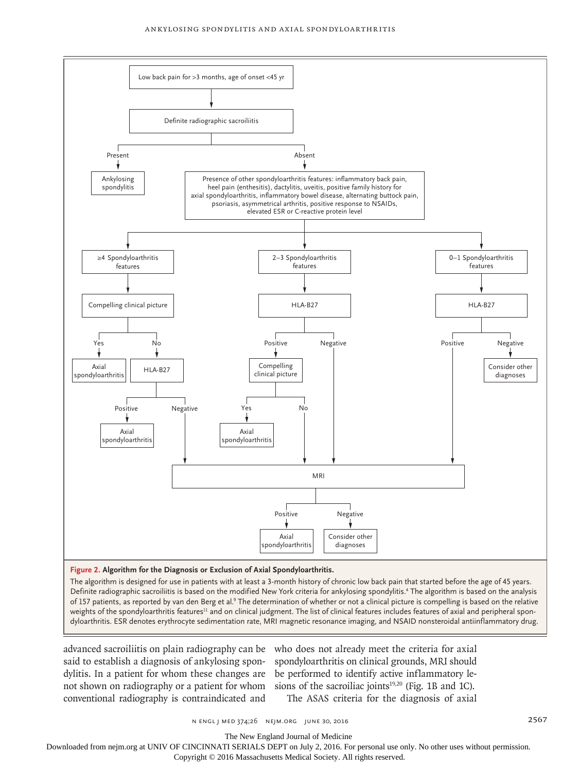Low back pain for >3 months, age of onset <45 yr

Definite radiographic sacroiliitis

- Present → Ankylosing spondylitis
- Absent → Presence of other spondyloarthritis features: inflammatory back pain, heel pain (enthesitis), dactylitis, uveitis, positive family history for axial spondyloarthritis, inflammatory bowel disease, alternating buttock pain, psoriasis, asymmetrical arthritis, positive response to NSAIDs, elevated ESR or C-reactive protein level
  - ≥4 Spondyloarthritis features → Compelling clinical picture
    - Yes → Axial spondyloarthritis
    - No → HLA-B27
      - Positive → Axial spondyloarthritis
      - Negative → MRI
  - 2–3 Spondyloarthritis features → HLA-B27
    - Positive → Compelling clinical picture
      - Yes → Axial spondyloarthritis
      - No → MRI
    - Negative → MRI
  - 0–1 Spondyloarthritis features → HLA-B27
    - Positive → MRI
    - Negative → Consider other diagnoses

MRI
- Positive → Axial spondyloarthritis
- Negative → Consider other diagnoses

**Figure 2. Algorithm for the Diagnosis or Exclusion of Axial Spondyloarthritis.**

The algorithm is designed for use in patients with at least a 3-month history of chronic low back pain that started before the age of 45 years. Definite radiographic sacroiliitis is based on the modified New York criteria for ankylosing spondylitis.[4] The algorithm is based on the analysis of 157 patients, as reported by van den Berg et al.[9] The determination of whether or not a clinical picture is compelling is based on the relative weights of the spondyloarthritis features[11] and on clinical judgment. The list of clinical features includes features of axial and peripheral spondyloarthritis. ESR denotes erythrocyte sedimentation rate, MRI magnetic resonance imaging, and NSAID nonsteroidal antiinflammatory drug.

advanced sacroiliitis on plain radiography can be said to establish a diagnosis of ankylosing spondylitis. In a patient for whom these changes are not shown on radiography or a patient for whom conventional radiography is contraindicated and who does not already meet the criteria for axial spondyloarthritis on clinical grounds, MRI should be performed to identify active inflammatory lesions of the sacroiliac joints[19,20] (Fig. 1B and 1C).

The ASAS criteria for the diagnosis of axial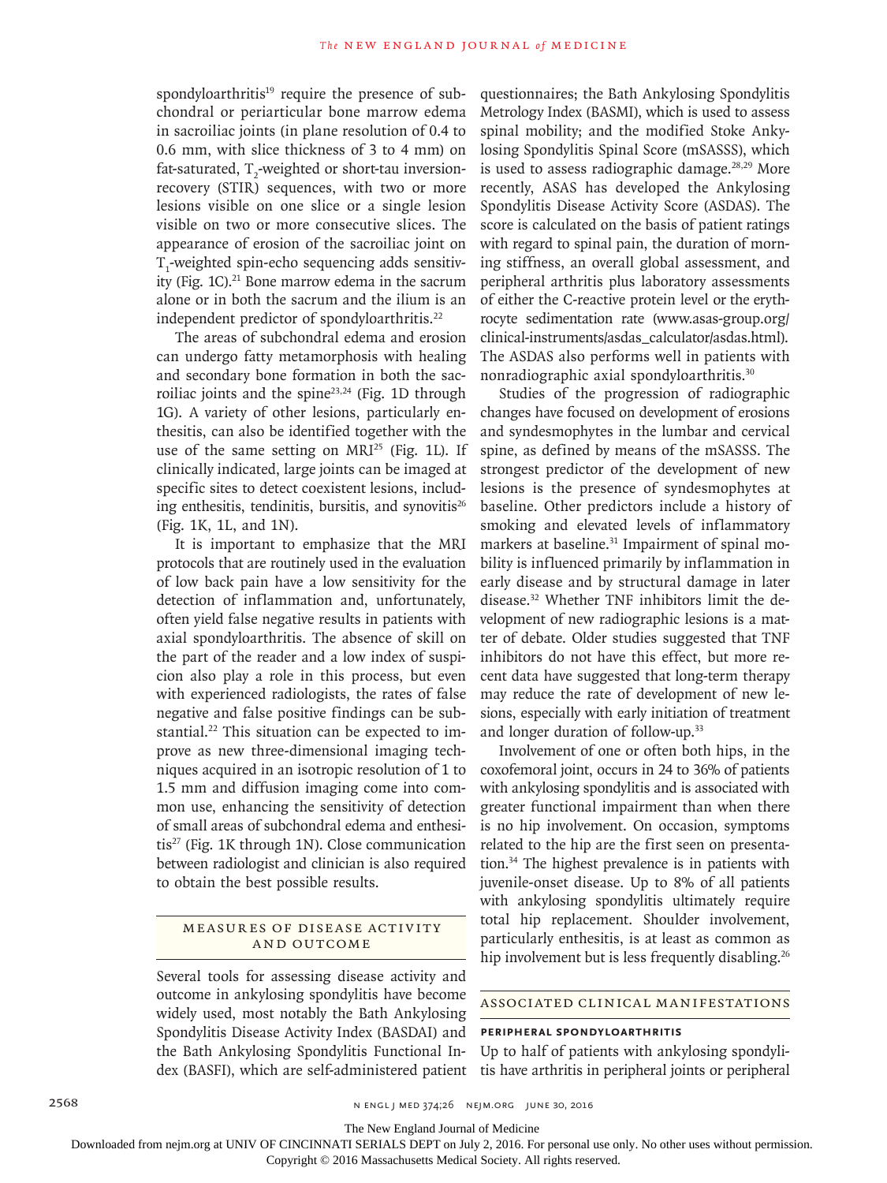spondyloarthritis[19] require the presence of subchondral or periarticular bone marrow edema in sacroiliac joints (in plane resolution of 0.4 to 0.6 mm, with slice thickness of 3 to 4 mm) on fat-saturated, $T_2$-weighted or short-tau inversion-recovery (STIR) sequences, with two or more lesions visible on one slice or a single lesion visible on two or more consecutive slices. The appearance of erosion of the sacroiliac joint on $T_1$-weighted spin-echo sequencing adds sensitivity (Fig. 1C).[21] Bone marrow edema in the sacrum alone or in both the sacrum and the ilium is an independent predictor of spondyloarthritis.[22]

The areas of subchondral edema and erosion can undergo fatty metamorphosis with healing and secondary bone formation in both the sacroiliac joints and the spine[23,24] (Fig. 1D through 1G). A variety of other lesions, particularly enthesitis, can also be identified together with the use of the same setting on MRI[25] (Fig. 1L). If clinically indicated, large joints can be imaged at specific sites to detect coexistent lesions, including enthesitis, tendinitis, bursitis, and synovitis[26] (Fig. 1K, 1L, and 1N).

It is important to emphasize that the MRI protocols that are routinely used in the evaluation of low back pain have a low sensitivity for the detection of inflammation and, unfortunately, often yield false negative results in patients with axial spondyloarthritis. The absence of skill on the part of the reader and a low index of suspicion also play a role in this process, but even with experienced radiologists, the rates of false negative and false positive findings can be substantial.[22] This situation can be expected to improve as new three-dimensional imaging techniques acquired in an isotropic resolution of 1 to 1.5 mm and diffusion imaging come into common use, enhancing the sensitivity of detection of small areas of subchondral edema and enthesitis[27] (Fig. 1K through 1N). Close communication between radiologist and clinician is also required to obtain the best possible results.

## MEASURES OF DISEASE ACTIVITY AND OUTCOME

Several tools for assessing disease activity and outcome in ankylosing spondylitis have become widely used, most notably the Bath Ankylosing Spondylitis Disease Activity Index (BASDAI) and the Bath Ankylosing Spondylitis Functional Index (BASFI), which are self-administered patient questionnaires; the Bath Ankylosing Spondylitis Metrology Index (BASMI), which is used to assess spinal mobility; and the modified Stoke Ankylosing Spondylitis Spinal Score (mSASSS), which is used to assess radiographic damage.[28,29] More recently, ASAS has developed the Ankylosing Spondylitis Disease Activity Score (ASDAS). The score is calculated on the basis of patient ratings with regard to spinal pain, the duration of morning stiffness, an overall global assessment, and peripheral arthritis plus laboratory assessments of either the C-reactive protein level or the erythrocyte sedimentation rate (www.asas-group.org/clinical-instruments/asdas_calculator/asdas.html). The ASDAS also performs well in patients with nonradiographic axial spondyloarthritis.[30]

Studies of the progression of radiographic changes have focused on development of erosions and syndesmophytes in the lumbar and cervical spine, as defined by means of the mSASSS. The strongest predictor of the development of new lesions is the presence of syndesmophytes at baseline. Other predictors include a history of smoking and elevated levels of inflammatory markers at baseline.[31] Impairment of spinal mobility is influenced primarily by inflammation in early disease and by structural damage in later disease.[32] Whether TNF inhibitors limit the development of new radiographic lesions is a matter of debate. Older studies suggested that TNF inhibitors do not have this effect, but more recent data have suggested that long-term therapy may reduce the rate of development of new lesions, especially with early initiation of treatment and longer duration of follow-up.[33]

Involvement of one or often both hips, in the coxofemoral joint, occurs in 24 to 36% of patients with ankylosing spondylitis and is associated with greater functional impairment than when there is no hip involvement. On occasion, symptoms related to the hip are the first seen on presentation.[34] The highest prevalence is in patients with juvenile-onset disease. Up to 8% of all patients with ankylosing spondylitis ultimately require total hip replacement. Shoulder involvement, particularly enthesitis, is at least as common as hip involvement but is less frequently disabling.[26]

## ASSOCIATED CLINICAL MANIFESTATIONS

### PERIPHERAL SPONDYLOARTHRITIS

Up to half of patients with ankylosing spondylitis have arthritis in peripheral joints or peripheral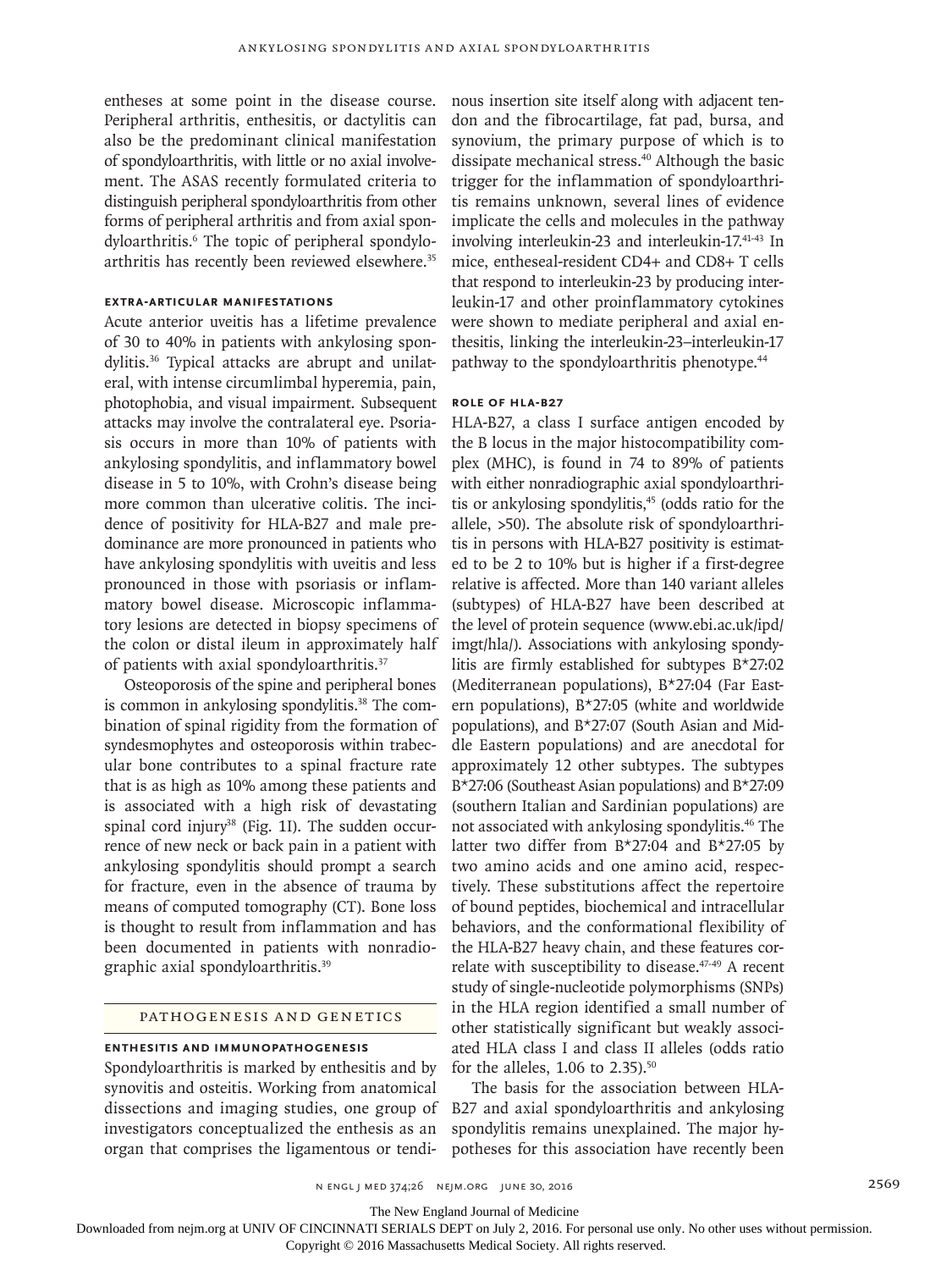entheses at some point in the disease course. Peripheral arthritis, enthesitis, or dactylitis can also be the predominant clinical manifestation of spondyloarthritis, with little or no axial involvement. The ASAS recently formulated criteria to distinguish peripheral spondyloarthritis from other forms of peripheral arthritis and from axial spondyloarthritis.[6] The topic of peripheral spondyloarthritis has recently been reviewed elsewhere.[35]

### EXTRA-ARTICULAR MANIFESTATIONS

Acute anterior uveitis has a lifetime prevalence of 30 to 40% in patients with ankylosing spondylitis.[36] Typical attacks are abrupt and unilateral, with intense circumlimbal hyperemia, pain, photophobia, and visual impairment. Subsequent attacks may involve the contralateral eye. Psoriasis occurs in more than 10% of patients with ankylosing spondylitis, and inflammatory bowel disease in 5 to 10%, with Crohn's disease being more common than ulcerative colitis. The incidence of positivity for HLA-B27 and male predominance are more pronounced in patients who have ankylosing spondylitis with uveitis and less pronounced in those with psoriasis or inflammatory bowel disease. Microscopic inflammatory lesions are detected in biopsy specimens of the colon or distal ileum in approximately half of patients with axial spondyloarthritis.[37]

Osteoporosis of the spine and peripheral bones is common in ankylosing spondylitis.[38] The combination of spinal rigidity from the formation of syndesmophytes and osteoporosis within trabecular bone contributes to a spinal fracture rate that is as high as 10% among these patients and is associated with a high risk of devastating spinal cord injury[38] (Fig. 1I). The sudden occurrence of new neck or back pain in a patient with ankylosing spondylitis should prompt a search for fracture, even in the absence of trauma by means of computed tomography (CT). Bone loss is thought to result from inflammation and has been documented in patients with nonradiographic axial spondyloarthritis.[39]

## PATHOGENESIS AND GENETICS

### ENTHESITIS AND IMMUNOPATHOGENESIS

Spondyloarthritis is marked by enthesitis and by synovitis and osteitis. Working from anatomical dissections and imaging studies, one group of investigators conceptualized the enthesis as an organ that comprises the ligamentous or tendinous insertion site itself along with adjacent tendon and the fibrocartilage, fat pad, bursa, and synovium, the primary purpose of which is to dissipate mechanical stress.[40] Although the basic trigger for the inflammation of spondyloarthritis remains unknown, several lines of evidence implicate the cells and molecules in the pathway involving interleukin-23 and interleukin-17.[41-43] In mice, entheseal-resident CD4+ and CD8+ T cells that respond to interleukin-23 by producing interleukin-17 and other proinflammatory cytokines were shown to mediate peripheral and axial enthesitis, linking the interleukin-23–interleukin-17 pathway to the spondyloarthritis phenotype.[44]

### ROLE OF HLA-B27

HLA-B27, a class I surface antigen encoded by the B locus in the major histocompatibility complex (MHC), is found in 74 to 89% of patients with either nonradiographic axial spondyloarthritis or ankylosing spondylitis,[45] (odds ratio for the allele, >50). The absolute risk of spondyloarthritis in persons with HLA-B27 positivity is estimated to be 2 to 10% but is higher if a first-degree relative is affected. More than 140 variant alleles (subtypes) of HLA-B27 have been described at the level of protein sequence (www.ebi.ac.uk/ipd/imgt/hla/). Associations with ankylosing spondylitis are firmly established for subtypes B*27:02 (Mediterranean populations), B*27:04 (Far Eastern populations), B*27:05 (white and worldwide populations), and B*27:07 (South Asian and Middle Eastern populations) and are anecdotal for approximately 12 other subtypes. The subtypes B*27:06 (Southeast Asian populations) and B*27:09 (southern Italian and Sardinian populations) are not associated with ankylosing spondylitis.[46] The latter two differ from B*27:04 and B*27:05 by two amino acids and one amino acid, respectively. These substitutions affect the repertoire of bound peptides, biochemical and intracellular behaviors, and the conformational flexibility of the HLA-B27 heavy chain, and these features correlate with susceptibility to disease.[47-49] A recent study of single-nucleotide polymorphisms (SNPs) in the HLA region identified a small number of other statistically significant but weakly associated HLA class I and class II alleles (odds ratio for the alleles, 1.06 to 2.35).[50]

The basis for the association between HLA-B27 and axial spondyloarthritis and ankylosing spondylitis remains unexplained. The major hypotheses for this association have recently been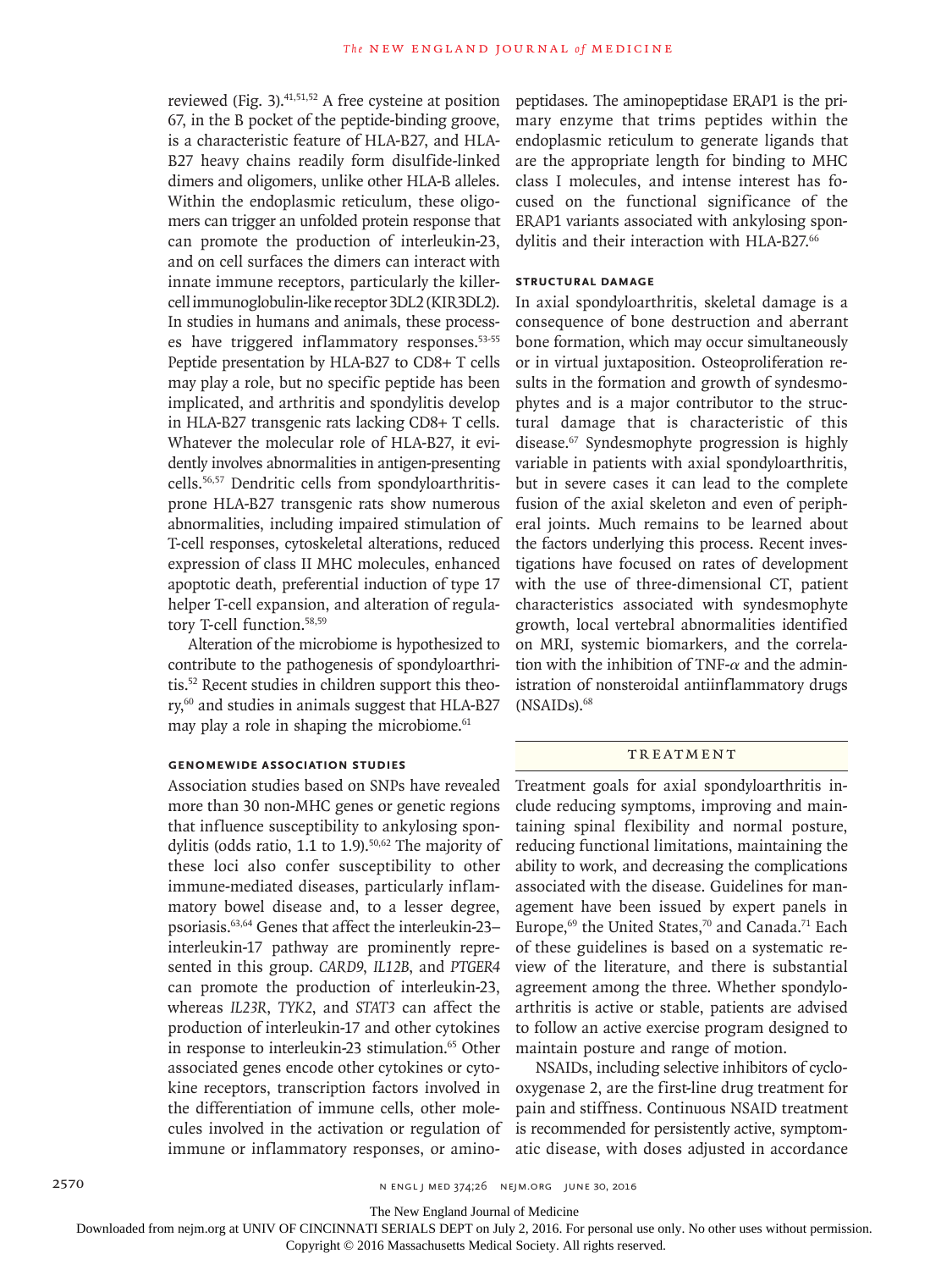reviewed (Fig. 3).[41,51,52] A free cysteine at position 67, in the B pocket of the peptide-binding groove, is a characteristic feature of HLA-B27, and HLA-B27 heavy chains readily form disulfide-linked dimers and oligomers, unlike other HLA-B alleles. Within the endoplasmic reticulum, these oligomers can trigger an unfolded protein response that can promote the production of interleukin-23, and on cell surfaces the dimers can interact with innate immune receptors, particularly the killer-cell immunoglobulin-like receptor 3DL2 (KIR3DL2). In studies in humans and animals, these processes have triggered inflammatory responses.[53-55] Peptide presentation by HLA-B27 to CD8+ T cells may play a role, but no specific peptide has been implicated, and arthritis and spondylitis develop in HLA-B27 transgenic rats lacking CD8+ T cells. Whatever the molecular role of HLA-B27, it evidently involves abnormalities in antigen-presenting cells.[56,57] Dendritic cells from spondyloarthritis-prone HLA-B27 transgenic rats show numerous abnormalities, including impaired stimulation of T-cell responses, cytoskeletal alterations, reduced expression of class II MHC molecules, enhanced apoptotic death, preferential induction of type 17 helper T-cell expansion, and alteration of regulatory T-cell function.[58,59]

Alteration of the microbiome is hypothesized to contribute to the pathogenesis of spondyloarthritis.[52] Recent studies in children support this theory,[60] and studies in animals suggest that HLA-B27 may play a role in shaping the microbiome.[61]

### Genomewide Association Studies

Association studies based on SNPs have revealed more than 30 non-MHC genes or genetic regions that influence susceptibility to ankylosing spondylitis (odds ratio, 1.1 to 1.9).[50,62] The majority of these loci also confer susceptibility to other immune-mediated diseases, particularly inflammatory bowel disease and, to a lesser degree, psoriasis.[63,64] Genes that affect the interleukin-23–interleukin-17 pathway are prominently represented in this group. *CARD9*, *IL12B*, and *PTGER4* can promote the production of interleukin-23, whereas *IL23R*, *TYK2*, and *STAT3* can affect the production of interleukin-17 and other cytokines in response to interleukin-23 stimulation.[65] Other associated genes encode other cytokines or cytokine receptors, transcription factors involved in the differentiation of immune cells, other molecules involved in the activation or regulation of immune or inflammatory responses, or aminopeptidases. The aminopeptidase ERAP1 is the primary enzyme that trims peptides within the endoplasmic reticulum to generate ligands that are the appropriate length for binding to MHC class I molecules, and intense interest has focused on the functional significance of the ERAP1 variants associated with ankylosing spondylitis and their interaction with HLA-B27.[66]

### Structural Damage

In axial spondyloarthritis, skeletal damage is a consequence of bone destruction and aberrant bone formation, which may occur simultaneously or in virtual juxtaposition. Osteoproliferation results in the formation and growth of syndesmophytes and is a major contributor to the structural damage that is characteristic of this disease.[67] Syndesmophyte progression is highly variable in patients with axial spondyloarthritis, but in severe cases it can lead to the complete fusion of the axial skeleton and even of peripheral joints. Much remains to be learned about the factors underlying this process. Recent investigations have focused on rates of development with the use of three-dimensional CT, patient characteristics associated with syndesmophyte growth, local vertebral abnormalities identified on MRI, systemic biomarkers, and the correlation with the inhibition of TNF-$\alpha$ and the administration of nonsteroidal antiinflammatory drugs (NSAIDs).[68]

## Treatment

Treatment goals for axial spondyloarthritis include reducing symptoms, improving and maintaining spinal flexibility and normal posture, reducing functional limitations, maintaining the ability to work, and decreasing the complications associated with the disease. Guidelines for management have been issued by expert panels in Europe,[69] the United States,[70] and Canada.[71] Each of these guidelines is based on a systematic review of the literature, and there is substantial agreement among the three. Whether spondyloarthritis is active or stable, patients are advised to follow an active exercise program designed to maintain posture and range of motion.

NSAIDs, including selective inhibitors of cyclooxygenase 2, are the first-line drug treatment for pain and stiffness. Continuous NSAID treatment is recommended for persistently active, symptomatic disease, with doses adjusted in accordance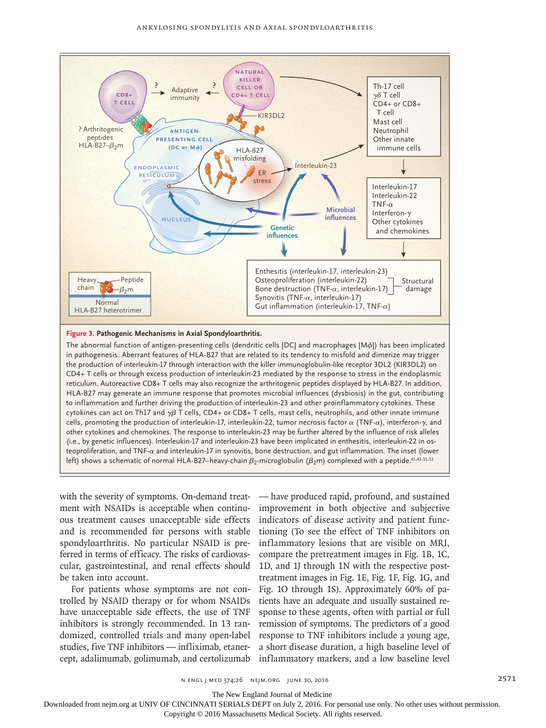**Figure 3. Pathogenic Mechanisms in Axial Spondyloarthritis.**

The abnormal function of antigen-presenting cells (dendritic cells [DC] and macrophages [Mϕ]) has been implicated in pathogenesis. Aberrant features of HLA-B27 that are related to its tendency to misfold and dimerize may trigger the production of interleukin-17 through interaction with the killer immunoglobulin-like receptor 3DL2 (KIR3DL2) on CD4+ T cells or through excess production of interleukin-23 mediated by the response to stress in the endoplasmic reticulum. Autoreactive CD8+ T cells may also recognize the arthritogenic peptides displayed by HLA-B27. In addition, HLA-B27 may generate an immune response that promotes microbial influences (dysbiosis) in the gut, contributing to inflammation and further driving the production of interleukin-23 and other proinflammatory cytokines. These cytokines can act on Th17 and $\gamma\delta$ T cells, CD4+ or CD8+ T cells, mast cells, neutrophils, and other innate immune cells, promoting the production of interleukin-17, interleukin-22, tumor necrosis factor $\alpha$ (TNF-$\alpha$), interferon-$\gamma$, and other cytokines and chemokines. The response to interleukin-23 may be further altered by the influence of risk alleles (i.e., by genetic influences). Interleukin-17 and interleukin-23 have been implicated in enthesitis, interleukin-22 in osteoproliferation, and TNF-$\alpha$ and interleukin-17 in synovitis, bone destruction, and gut inflammation. The inset (lower left) shows a schematic of normal HLA-B27–heavy-chain $\beta_2$-microglobulin ($\beta_2$m) complexed with a peptide.[41,42,51,52]

with the severity of symptoms. On-demand treatment with NSAIDs is acceptable when continuous treatment causes unacceptable side effects and is recommended for persons with stable spondyloarthritis. No particular NSAID is preferred in terms of efficacy. The risks of cardiovascular, gastrointestinal, and renal effects should be taken into account.

For patients whose symptoms are not controlled by NSAID therapy or for whom NSAIDs have unacceptable side effects, the use of TNF inhibitors is strongly recommended. In 13 randomized, controlled trials and many open-label studies, five TNF inhibitors — infliximab, etanercept, adalimumab, golimumab, and certolizumab — have produced rapid, profound, and sustained improvement in both objective and subjective indicators of disease activity and patient functioning (To see the effect of TNF inhibitors on inflammatory lesions that are visible on MRI, compare the pretreatment images in Fig. 1B, 1C, 1D, and 1J through 1N with the respective posttreatment images in Fig. 1E, Fig. 1F, Fig. 1G, and Fig. 1O through 1S). Approximately 60% of patients have an adequate and usually sustained response to these agents, often with partial or full remission of symptoms. The predictors of a good response to TNF inhibitors include a young age, a short disease duration, a high baseline level of inflammatory markers, and a low baseline level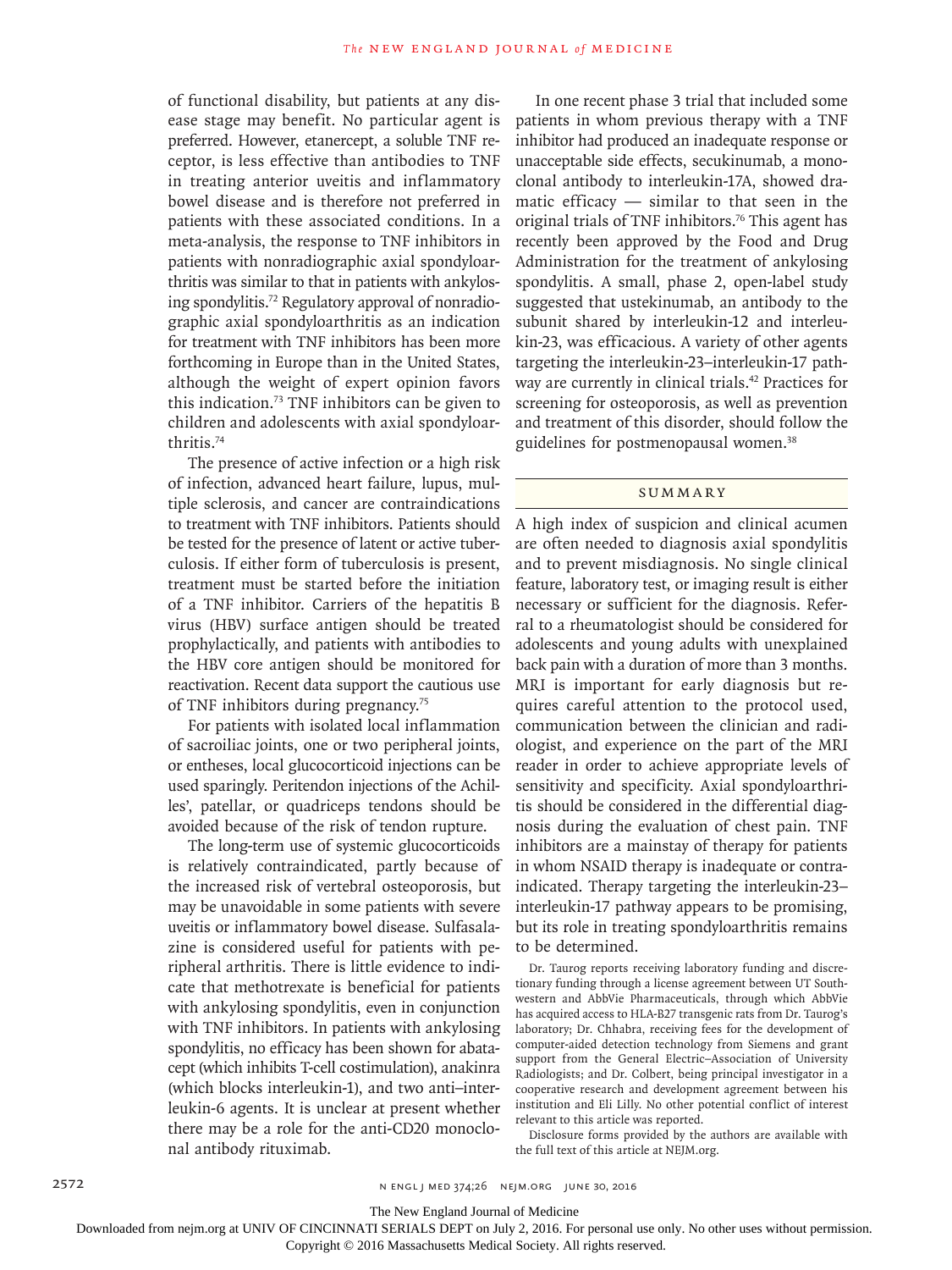of functional disability, but patients at any disease stage may benefit. No particular agent is preferred. However, etanercept, a soluble TNF receptor, is less effective than antibodies to TNF in treating anterior uveitis and inflammatory bowel disease and is therefore not preferred in patients with these associated conditions. In a meta-analysis, the response to TNF inhibitors in patients with nonradiographic axial spondyloarthritis was similar to that in patients with ankylosing spondylitis.[72] Regulatory approval of nonradiographic axial spondyloarthritis as an indication for treatment with TNF inhibitors has been more forthcoming in Europe than in the United States, although the weight of expert opinion favors this indication.[73] TNF inhibitors can be given to children and adolescents with axial spondyloarthritis.[74]

The presence of active infection or a high risk of infection, advanced heart failure, lupus, multiple sclerosis, and cancer are contraindications to treatment with TNF inhibitors. Patients should be tested for the presence of latent or active tuberculosis. If either form of tuberculosis is present, treatment must be started before the initiation of a TNF inhibitor. Carriers of the hepatitis B virus (HBV) surface antigen should be treated prophylactically, and patients with antibodies to the HBV core antigen should be monitored for reactivation. Recent data support the cautious use of TNF inhibitors during pregnancy.[75]

For patients with isolated local inflammation of sacroiliac joints, one or two peripheral joints, or entheses, local glucocorticoid injections can be used sparingly. Peritendon injections of the Achilles', patellar, or quadriceps tendons should be avoided because of the risk of tendon rupture.

The long-term use of systemic glucocorticoids is relatively contraindicated, partly because of the increased risk of vertebral osteoporosis, but may be unavoidable in some patients with severe uveitis or inflammatory bowel disease. Sulfasalazine is considered useful for patients with peripheral arthritis. There is little evidence to indicate that methotrexate is beneficial for patients with ankylosing spondylitis, even in conjunction with TNF inhibitors. In patients with ankylosing spondylitis, no efficacy has been shown for abatacept (which inhibits T-cell costimulation), anakinra (which blocks interleukin-1), and two anti–interleukin-6 agents. It is unclear at present whether there may be a role for the anti-CD20 monoclonal antibody rituximab.

In one recent phase 3 trial that included some patients in whom previous therapy with a TNF inhibitor had produced an inadequate response or unacceptable side effects, secukinumab, a monoclonal antibody to interleukin-17A, showed dramatic efficacy — similar to that seen in the original trials of TNF inhibitors.[76] This agent has recently been approved by the Food and Drug Administration for the treatment of ankylosing spondylitis. A small, phase 2, open-label study suggested that ustekinumab, an antibody to the subunit shared by interleukin-12 and interleukin-23, was efficacious. A variety of other agents targeting the interleukin-23–interleukin-17 pathway are currently in clinical trials.[42] Practices for screening for osteoporosis, as well as prevention and treatment of this disorder, should follow the guidelines for postmenopausal women.[38]

## SUMMARY

A high index of suspicion and clinical acumen are often needed to diagnosis axial spondylitis and to prevent misdiagnosis. No single clinical feature, laboratory test, or imaging result is either necessary or sufficient for the diagnosis. Referral to a rheumatologist should be considered for adolescents and young adults with unexplained back pain with a duration of more than 3 months. MRI is important for early diagnosis but requires careful attention to the protocol used, communication between the clinician and radiologist, and experience on the part of the MRI reader in order to achieve appropriate levels of sensitivity and specificity. Axial spondyloarthritis should be considered in the differential diagnosis during the evaluation of chest pain. TNF inhibitors are a mainstay of therapy for patients in whom NSAID therapy is inadequate or contraindicated. Therapy targeting the interleukin-23–interleukin-17 pathway appears to be promising, but its role in treating spondyloarthritis remains to be determined.

Dr. Taurog reports receiving laboratory funding and discretionary funding through a license agreement between UT Southwestern and AbbVie Pharmaceuticals, through which AbbVie has acquired access to HLA-B27 transgenic rats from Dr. Taurog's laboratory; Dr. Chhabra, receiving fees for the development of computer-aided detection technology from Siemens and grant support from the General Electric–Association of University Radiologists; and Dr. Colbert, being principal investigator in a cooperative research and development agreement between his institution and Eli Lilly. No other potential conflict of interest relevant to this article was reported.

Disclosure forms provided by the authors are available with the full text of this article at NEJM.org.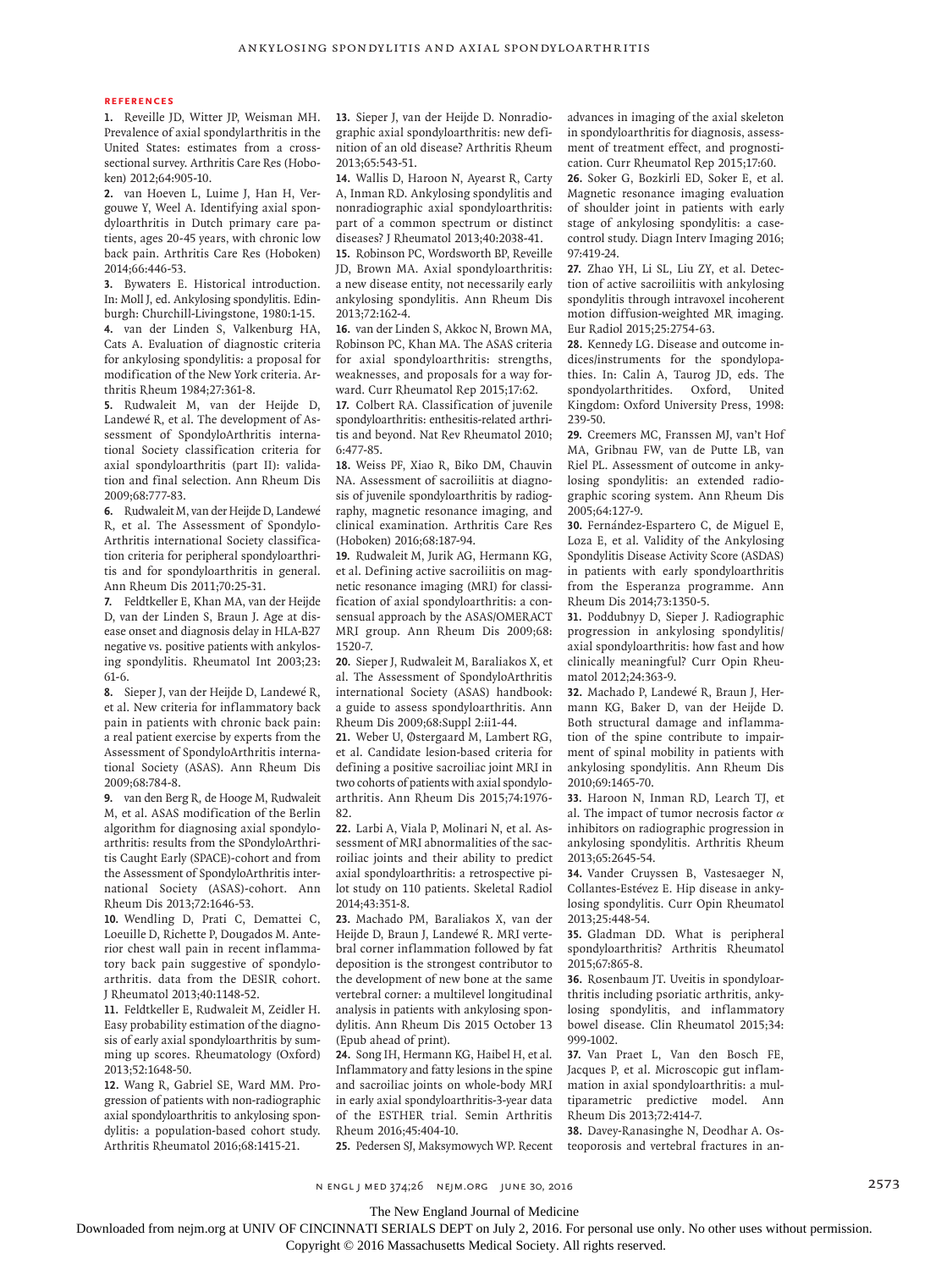## References

1. Reveille JD, Witter JP, Weisman MH. Prevalence of axial spondylarthritis in the United States: estimates from a cross-sectional survey. Arthritis Care Res (Hoboken) 2012;64:905-10.

2. van Hoeven L, Luime J, Han H, Vergouwe Y, Weel A. Identifying axial spondyloarthritis in Dutch primary care patients, ages 20-45 years, with chronic low back pain. Arthritis Care Res (Hoboken) 2014;66:446-53.

3. Bywaters E. Historical introduction. In: Moll J, ed. Ankylosing spondylitis. Edinburgh: Churchill-Livingstone, 1980:1-15.

4. van der Linden S, Valkenburg HA, Cats A. Evaluation of diagnostic criteria for ankylosing spondylitis: a proposal for modification of the New York criteria. Arthritis Rheum 1984;27:361-8.

5. Rudwaleit M, van der Heijde D, Landewé R, et al. The development of Assessment of SpondyloArthritis international Society classification criteria for axial spondyloarthritis (part II): validation and final selection. Ann Rheum Dis 2009;68:777-83.

6. Rudwaleit M, van der Heijde D, Landewé R, et al. The Assessment of SpondyloArthritis international Society classification criteria for peripheral spondyloarthritis and for spondyloarthritis in general. Ann Rheum Dis 2011;70:25-31.

7. Feldtkeller E, Khan MA, van der Heijde D, van der Linden S, Braun J. Age at disease onset and diagnosis delay in HLA-B27 negative vs. positive patients with ankylosing spondylitis. Rheumatol Int 2003;23:61-6.

8. Sieper J, van der Heijde D, Landewé R, et al. New criteria for inflammatory back pain in patients with chronic back pain: a real patient exercise by experts from the Assessment of SpondyloArthritis international Society (ASAS). Ann Rheum Dis 2009;68:784-8.

9. van den Berg R, de Hooge M, Rudwaleit M, et al. ASAS modification of the Berlin algorithm for diagnosing axial spondyloarthritis: results from the SPondyloArthritis Caught Early (SPACE)-cohort and from the Assessment of SpondyloArthritis international Society (ASAS)-cohort. Ann Rheum Dis 2013;72:1646-53.

10. Wendling D, Prati C, Demattei C, Loeuille D, Richette P, Dougados M. Anterior chest wall pain in recent inflammatory back pain suggestive of spondyloarthritis. data from the DESIR cohort. J Rheumatol 2013;40:1148-52.

11. Feldtkeller E, Rudwaleit M, Zeidler H. Easy probability estimation of the diagnosis of early axial spondyloarthritis by summing up scores. Rheumatology (Oxford) 2013;52:1648-50.

12. Wang R, Gabriel SE, Ward MM. Progression of patients with non-radiographic axial spondyloarthritis to ankylosing spondylitis: a population-based cohort study. Arthritis Rheumatol 2016;68:1415-21.

13. Sieper J, van der Heijde D. Nonradiographic axial spondyloarthritis: new definition of an old disease? Arthritis Rheum 2013;65:543-51.

14. Wallis D, Haroon N, Ayearst R, Carty A, Inman RD. Ankylosing spondylitis and nonradiographic axial spondyloarthritis: part of a common spectrum or distinct diseases? J Rheumatol 2013;40:2038-41.

15. Robinson PC, Wordsworth BP, Reveille JD, Brown MA. Axial spondyloarthritis: a new disease entity, not necessarily early ankylosing spondylitis. Ann Rheum Dis 2013;72:162-4.

16. van der Linden S, Akkoc N, Brown MA, Robinson PC, Khan MA. The ASAS criteria for axial spondyloarthritis: strengths, weaknesses, and proposals for a way forward. Curr Rheumatol Rep 2015;17:62.

17. Colbert RA. Classification of juvenile spondyloarthritis: enthesitis-related arthritis and beyond. Nat Rev Rheumatol 2010;6:477-85.

18. Weiss PF, Xiao R, Biko DM, Chauvin NA. Assessment of sacroiliitis at diagnosis of juvenile spondyloarthritis by radiography, magnetic resonance imaging, and clinical examination. Arthritis Care Res (Hoboken) 2016;68:187-94.

19. Rudwaleit M, Jurik AG, Hermann KG, et al. Defining active sacroiliitis on magnetic resonance imaging (MRI) for classification of axial spondyloarthritis: a consensual approach by the ASAS/OMERACT MRI group. Ann Rheum Dis 2009;68:1520-7.

20. Sieper J, Rudwaleit M, Baraliakos X, et al. The Assessment of SpondyloArthritis international Society (ASAS) handbook: a guide to assess spondyloarthritis. Ann Rheum Dis 2009;68:Suppl 2:ii1-44.

21. Weber U, Østergaard M, Lambert RG, et al. Candidate lesion-based criteria for defining a positive sacroiliac joint MRI in two cohorts of patients with axial spondyloarthritis. Ann Rheum Dis 2015;74:1976-82.

22. Larbi A, Viala P, Molinari N, et al. Assessment of MRI abnormalities of the sacroiliac joints and their ability to predict axial spondyloarthritis: a retrospective pilot study on 110 patients. Skeletal Radiol 2014;43:351-8.

23. Machado PM, Baraliakos X, van der Heijde D, Braun J, Landewé R. MRI vertebral corner inflammation followed by fat deposition is the strongest contributor to the development of new bone at the same vertebral corner: a multilevel longitudinal analysis in patients with ankylosing spondylitis. Ann Rheum Dis 2015 October 13 (Epub ahead of print).

24. Song IH, Hermann KG, Haibel H, et al. Inflammatory and fatty lesions in the spine and sacroiliac joints on whole-body MRI in early axial spondyloarthritis-3-year data of the ESTHER trial. Semin Arthritis Rheum 2016;45:404-10.

25. Pedersen SJ, Maksymowych WP. Recent advances in imaging of the axial skeleton in spondyloarthritis for diagnosis, assessment of treatment effect, and prognostication. Curr Rheumatol Rep 2015;17:60.

26. Soker G, Bozkirli ED, Soker E, et al. Magnetic resonance imaging evaluation of shoulder joint in patients with early stage of ankylosing spondylitis: a case-control study. Diagn Interv Imaging 2016;97:419-24.

27. Zhao YH, Li SL, Liu ZY, et al. Detection of active sacroiliitis with ankylosing spondylitis through intravoxel incoherent motion diffusion-weighted MR imaging. Eur Radiol 2015;25:2754-63.

28. Kennedy LG. Disease and outcome indices/instruments for the spondylopathies. In: Calin A, Taurog JD, eds. The spondyolarthritides. Oxford, United Kingdom: Oxford University Press, 1998:239-50.

29. Creemers MC, Franssen MJ, van't Hof MA, Gribnau FW, van de Putte LB, van Riel PL. Assessment of outcome in ankylosing spondylitis: an extended radiographic scoring system. Ann Rheum Dis 2005;64:127-9.

30. Fernández-Espartero C, de Miguel E, Loza E, et al. Validity of the Ankylosing Spondylitis Disease Activity Score (ASDAS) in patients with early spondyloarthritis from the Esperanza programme. Ann Rheum Dis 2014;73:1350-5.

31. Poddubnyy D, Sieper J. Radiographic progression in ankylosing spondylitis/axial spondyloarthritis: how fast and how clinically meaningful? Curr Opin Rheumatol 2012;24:363-9.

32. Machado P, Landewé R, Braun J, Hermann KG, Baker D, van der Heijde D. Both structural damage and inflammation of the spine contribute to impairment of spinal mobility in patients with ankylosing spondylitis. Ann Rheum Dis 2010;69:1465-70.

33. Haroon N, Inman RD, Learch TJ, et al. The impact of tumor necrosis factor $\alpha$ inhibitors on radiographic progression in ankylosing spondylitis. Arthritis Rheum 2013;65:2645-54.

34. Vander Cruyssen B, Vastesaeger N, Collantes-Estévez E. Hip disease in ankylosing spondylitis. Curr Opin Rheumatol 2013;25:448-54.

35. Gladman DD. What is peripheral spondyloarthritis? Arthritis Rheumatol 2015;67:865-8.

36. Rosenbaum JT. Uveitis in spondyloarthritis including psoriatic arthritis, ankylosing spondylitis, and inflammatory bowel disease. Clin Rheumatol 2015;34:999-1002.

37. Van Praet L, Van den Bosch FE, Jacques P, et al. Microscopic gut inflammation in axial spondyloarthritis: a multiparametric predictive model. Ann Rheum Dis 2013;72:414-7.

38. Davey-Ranasinghe N, Deodhar A. Osteoporosis and vertebral fractures in an-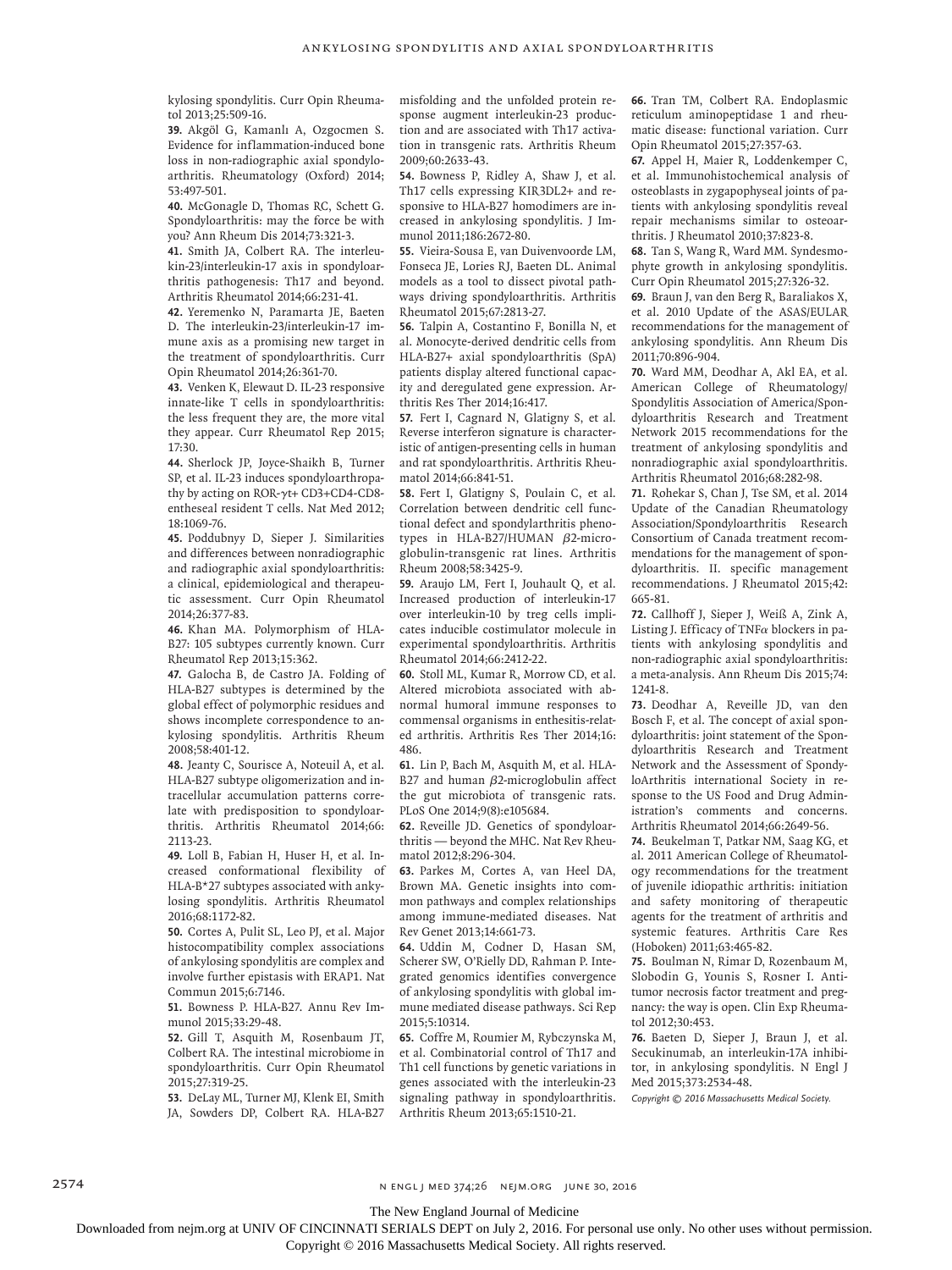kylosing spondylitis. Curr Opin Rheumatol 2013;25:509-16.

**39.** Akgöl G, Kamanlı A, Ozgocmen S. Evidence for inflammation-induced bone loss in non-radiographic axial spondyloarthritis. Rheumatology (Oxford) 2014; 53:497-501.

**40.** McGonagle D, Thomas RC, Schett G. Spondyloarthritis: may the force be with you? Ann Rheum Dis 2014;73:321-3.

**41.** Smith JA, Colbert RA. The interleukin-23/interleukin-17 axis in spondyloarthritis pathogenesis: Th17 and beyond. Arthritis Rheumatol 2014;66:231-41.

**42.** Yeremenko N, Paramarta JE, Baeten D. The interleukin-23/interleukin-17 immune axis as a promising new target in the treatment of spondyloarthritis. Curr Opin Rheumatol 2014;26:361-70.

**43.** Venken K, Elewaut D. IL-23 responsive innate-like T cells in spondyloarthritis: the less frequent they are, the more vital they appear. Curr Rheumatol Rep 2015; 17:30.

**44.** Sherlock JP, Joyce-Shaikh B, Turner SP, et al. IL-23 induces spondyloarthropathy by acting on ROR-γt+ CD3+CD4-CD8- entheseal resident T cells. Nat Med 2012; 18:1069-76.

**45.** Poddubnyy D, Sieper J. Similarities and differences between nonradiographic and radiographic axial spondyloarthritis: a clinical, epidemiological and therapeutic assessment. Curr Opin Rheumatol 2014;26:377-83.

**46.** Khan MA. Polymorphism of HLA-B27: 105 subtypes currently known. Curr Rheumatol Rep 2013;15:362.

**47.** Galocha B, de Castro JA. Folding of HLA-B27 subtypes is determined by the global effect of polymorphic residues and shows incomplete correspondence to ankylosing spondylitis. Arthritis Rheum 2008;58:401-12.

**48.** Jeanty C, Sourisce A, Noteuil A, et al. HLA-B27 subtype oligomerization and intracellular accumulation patterns correlate with predisposition to spondyloarthritis. Arthritis Rheumatol 2014;66: 2113-23.

**49.** Loll B, Fabian H, Huser H, et al. Increased conformational flexibility of HLA-B*27 subtypes associated with ankylosing spondylitis. Arthritis Rheumatol 2016;68:1172-82.

**50.** Cortes A, Pulit SL, Leo PJ, et al. Major histocompatibility complex associations of ankylosing spondylitis are complex and involve further epistasis with ERAP1. Nat Commun 2015;6:7146.

**51.** Bowness P. HLA-B27. Annu Rev Immunol 2015;33:29-48.

**52.** Gill T, Asquith M, Rosenbaum JT, Colbert RA. The intestinal microbiome in spondyloarthritis. Curr Opin Rheumatol 2015;27:319-25.

**53.** DeLay ML, Turner MJ, Klenk EI, Smith JA, Sowders DP, Colbert RA. HLA-B27 misfolding and the unfolded protein response augment interleukin-23 production and are associated with Th17 activation in transgenic rats. Arthritis Rheum 2009;60:2633-43.

**54.** Bowness P, Ridley A, Shaw J, et al. Th17 cells expressing KIR3DL2+ and responsive to HLA-B27 homodimers are increased in ankylosing spondylitis. J Immunol 2011;186:2672-80.

**55.** Vieira-Sousa E, van Duivenvoorde LM, Fonseca JE, Lories RJ, Baeten DL. Animal models as a tool to dissect pivotal pathways driving spondyloarthritis. Arthritis Rheumatol 2015;67:2813-27.

**56.** Talpin A, Costantino F, Bonilla N, et al. Monocyte-derived dendritic cells from HLA-B27+ axial spondyloarthritis (SpA) patients display altered functional capacity and deregulated gene expression. Arthritis Res Ther 2014;16:417.

**57.** Fert I, Cagnard N, Glatigny S, et al. Reverse interferon signature is characteristic of antigen-presenting cells in human and rat spondyloarthritis. Arthritis Rheumatol 2014;66:841-51.

**58.** Fert I, Glatigny S, Poulain C, et al. Correlation between dendritic cell functional defect and spondylarthritis phenotypes in HLA-B27/HUMAN β2-microglobulin-transgenic rat lines. Arthritis Rheum 2008;58:3425-9.

**59.** Araujo LM, Fert I, Jouhault Q, et al. Increased production of interleukin-17 over interleukin-10 by treg cells implicates inducible costimulator molecule in experimental spondyloarthritis. Arthritis Rheumatol 2014;66:2412-22.

**60.** Stoll ML, Kumar R, Morrow CD, et al. Altered microbiota associated with abnormal humoral immune responses to commensal organisms in enthesitis-related arthritis. Arthritis Res Ther 2014;16: 486.

**61.** Lin P, Bach M, Asquith M, et al. HLA-B27 and human β2-microglobulin affect the gut microbiota of transgenic rats. PLoS One 2014;9(8):e105684.

**62.** Reveille JD. Genetics of spondyloarthritis — beyond the MHC. Nat Rev Rheumatol 2012;8:296-304.

**63.** Parkes M, Cortes A, van Heel DA, Brown MA. Genetic insights into common pathways and complex relationships among immune-mediated diseases. Nat Rev Genet 2013;14:661-73.

**64.** Uddin M, Codner D, Hasan SM, Scherer SW, O'Rielly DD, Rahman P. Integrated genomics identifies convergence of ankylosing spondylitis with global immune mediated disease pathways. Sci Rep 2015;5:10314.

**65.** Coffre M, Roumier M, Rybczynska M, et al. Combinatorial control of Th17 and Th1 cell functions by genetic variations in genes associated with the interleukin-23 signaling pathway in spondyloarthritis. Arthritis Rheum 2013;65:1510-21.

**66.** Tran TM, Colbert RA. Endoplasmic reticulum aminopeptidase 1 and rheumatic disease: functional variation. Curr Opin Rheumatol 2015;27:357-63.

**67.** Appel H, Maier R, Loddenkemper C, et al. Immunohistochemical analysis of osteoblasts in zygapophyseal joints of patients with ankylosing spondylitis reveal repair mechanisms similar to osteoarthritis. J Rheumatol 2010;37:823-8.

**68.** Tan S, Wang R, Ward MM. Syndesmophyte growth in ankylosing spondylitis. Curr Opin Rheumatol 2015;27:326-32.

**69.** Braun J, van den Berg R, Baraliakos X, et al. 2010 Update of the ASAS/EULAR recommendations for the management of ankylosing spondylitis. Ann Rheum Dis 2011;70:896-904.

**70.** Ward MM, Deodhar A, Akl EA, et al. American College of Rheumatology/Spondylitis Association of America/Spondyloarthritis Research and Treatment Network 2015 recommendations for the treatment of ankylosing spondylitis and nonradiographic axial spondyloarthritis. Arthritis Rheumatol 2016;68:282-98.

**71.** Rohekar S, Chan J, Tse SM, et al. 2014 Update of the Canadian Rheumatology Association/Spondyloarthritis Research Consortium of Canada treatment recommendations for the management of spondyloarthritis. II. specific management recommendations. J Rheumatol 2015;42: 665-81.

**72.** Callhoff J, Sieper J, Weiß A, Zink A, Listing J. Efficacy of TNFα blockers in patients with ankylosing spondylitis and non-radiographic axial spondyloarthritis: a meta-analysis. Ann Rheum Dis 2015;74: 1241-8.

**73.** Deodhar A, Reveille JD, van den Bosch F, et al. The concept of axial spondyloarthritis: joint statement of the Spondyloarthritis Research and Treatment Network and the Assessment of SpondyloArthritis international Society in response to the US Food and Drug Administration's comments and concerns. Arthritis Rheumatol 2014;66:2649-56.

**74.** Beukelman T, Patkar NM, Saag KG, et al. 2011 American College of Rheumatology recommendations for the treatment of juvenile idiopathic arthritis: initiation and safety monitoring of therapeutic agents for the treatment of arthritis and systemic features. Arthritis Care Res (Hoboken) 2011;63:465-82.

**75.** Boulman N, Rimar D, Rozenbaum M, Slobodin G, Younis S, Rosner I. Antitumor necrosis factor treatment and pregnancy: the way is open. Clin Exp Rheumatol 2012;30:453.

**76.** Baeten D, Sieper J, Braun J, et al. Secukinumab, an interleukin-17A inhibitor, in ankylosing spondylitis. N Engl J Med 2015;373:2534-48.

*Copyright © 2016 Massachusetts Medical Society.*